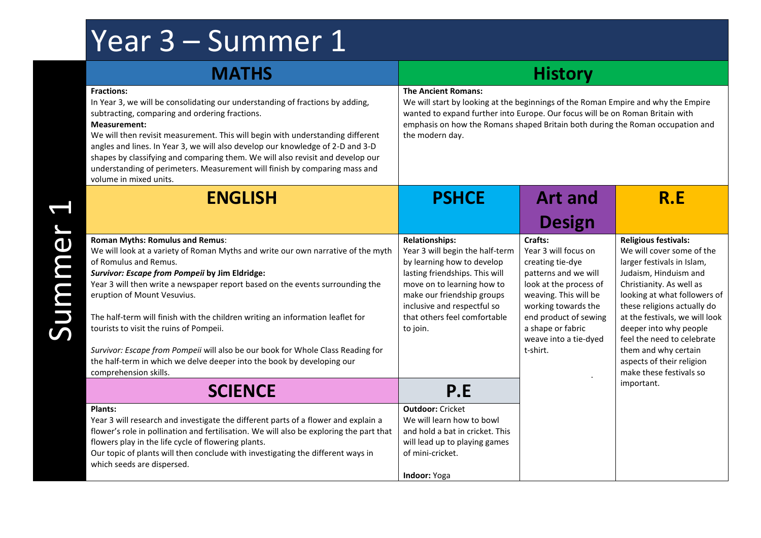# Year 3 – Summer 1

Summer 1

## MATHS

**Fractions:**
In Year 3, we will be consolidating our understanding of fractions by adding, subtracting, comparing and ordering fractions.
**Measurement:**
We will then revisit measurement. This will begin with understanding different angles and lines. In Year 3, we will also develop our knowledge of 2-D and 3-D shapes by classifying and comparing them. We will also revisit and develop our understanding of perimeters. Measurement will finish by comparing mass and volume in mixed units.

## History

**The Ancient Romans:**
We will start by looking at the beginnings of the Roman Empire and why the Empire wanted to expand further into Europe. Our focus will be on Roman Britain with emphasis on how the Romans shaped Britain both during the Roman occupation and the modern day.

## ENGLISH

**Roman Myths: Romulus and Remus**:
We will look at a variety of Roman Myths and write our own narrative of the myth of Romulus and Remus.
***Survivor: Escape from Pompeii* by Jim Eldridge:**
Year 3 will then write a newspaper report based on the events surrounding the eruption of Mount Vesuvius.

The half-term will finish with the children writing an information leaflet for tourists to visit the ruins of Pompeii.

*Survivor: Escape from Pompeii* will also be our book for Whole Class Reading for the half-term in which we delve deeper into the book by developing our comprehension skills.

## PSHCE

**Relationships:**
Year 3 will begin the half-term by learning how to develop lasting friendships. This will move on to learning how to make our friendship groups inclusive and respectful so that others feel comfortable to join.

## Art and Design

**Crafts:**
Year 3 will focus on creating tie-dye patterns and we will look at the process of weaving. This will be working towards the end product of sewing a shape or fabric weave into a tie-dyed t-shirt.

## R.E

**Religious festivals:**
We will cover some of the larger festivals in Islam, Judaism, Hinduism and Christianity. As well as looking at what followers of these religions actually do at the festivals, we will look deeper into why people feel the need to celebrate them and why certain aspects of their religion make these festivals so important.

## SCIENCE

**Plants:**
Year 3 will research and investigate the different parts of a flower and explain a flower's role in pollination and fertilisation. We will also be exploring the part that flowers play in the life cycle of flowering plants.
Our topic of plants will then conclude with investigating the different ways in which seeds are dispersed.

## P.E

**Outdoor:** Cricket
We will learn how to bowl and hold a bat in cricket. This will lead up to playing games of mini-cricket.

**Indoor:** Yoga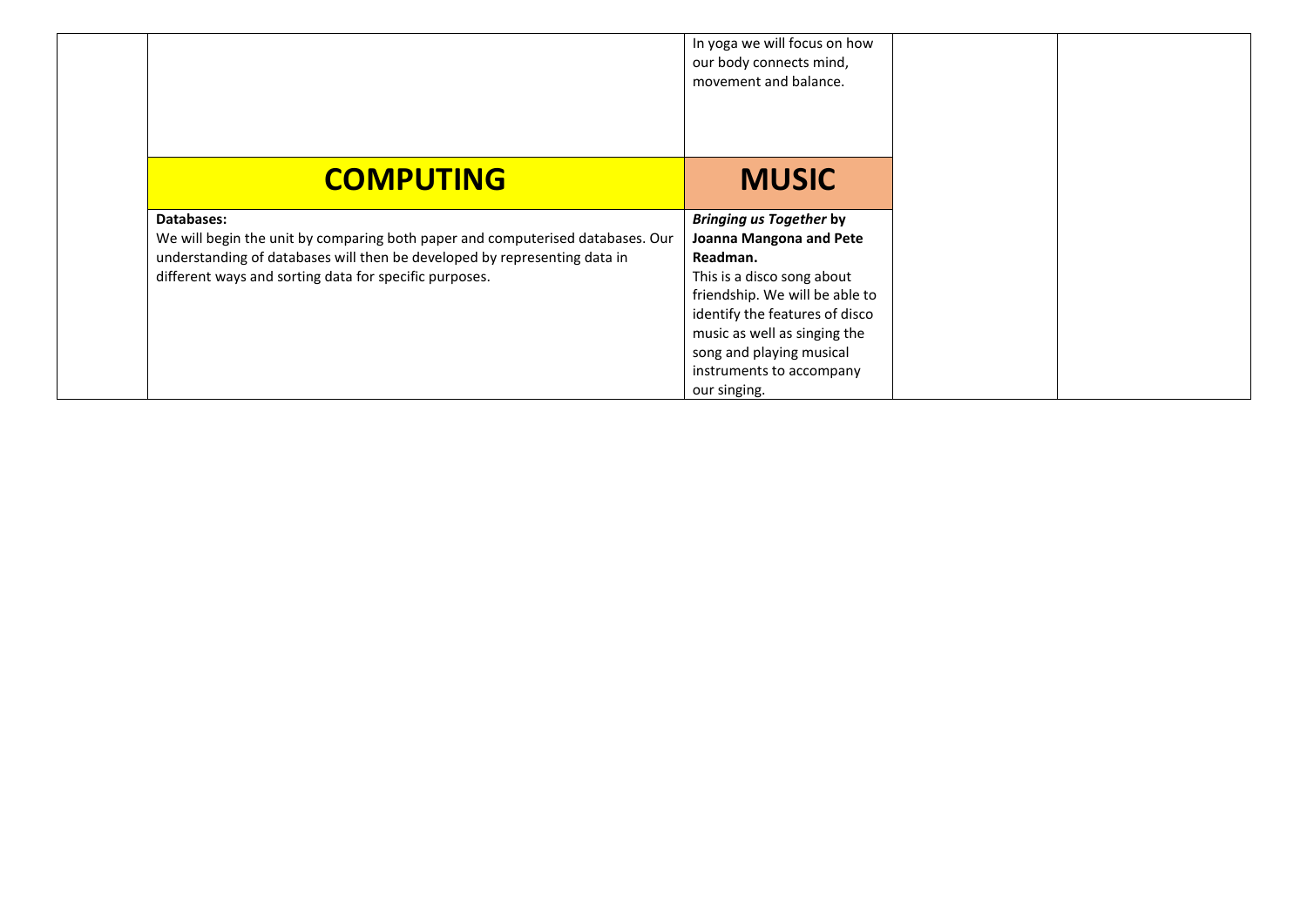| | | | | |
|---|---|---|---|---|
| | | In yoga we will focus on how our body connects mind, movement and balance. | | |
| | **COMPUTING** | **MUSIC** | | |
| | **Databases:** We will begin the unit by comparing both paper and computerised databases. Our understanding of databases will then be developed by representing data in different ways and sorting data for specific purposes. | ***Bringing us Together* by Joanna Mangona and Pete Readman.** This is a disco song about friendship. We will be able to identify the features of disco music as well as singing the song and playing musical instruments to accompany our singing. | | |